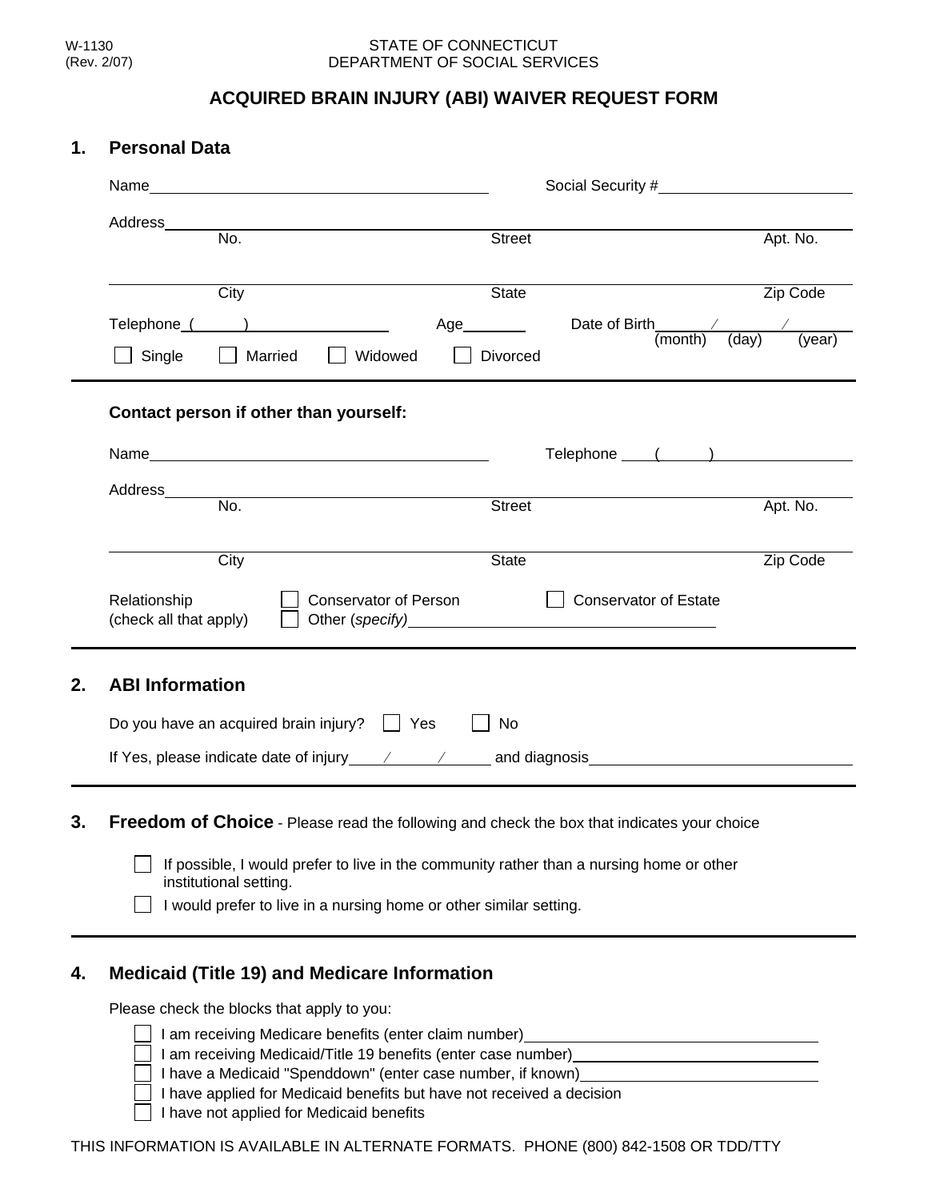W-1130
(Rev. 2/07)

STATE OF CONNECTICUT
DEPARTMENT OF SOCIAL SERVICES

# ACQUIRED BRAIN INJURY (ABI) WAIVER REQUEST FORM

## 1. Personal Data

Name______________________________ Social Security #____________________

Address________________________________________________________________
No. Street Apt. No.

_______________________________________________________________________
City State Zip Code

Telephone (      ) ________________ Age_______ Date of Birth_____/_____/_____
(month) (day) (year)

☐ Single ☐ Married ☐ Widowed ☐ Divorced

**Contact person if other than yourself:**

Name______________________________ Telephone (      ) ________________

Address________________________________________________________________
No. Street Apt. No.

_______________________________________________________________________
City State Zip Code

Relationship (check all that apply) ☐ Conservator of Person ☐ Conservator of Estate
☐ Other (*specify*)______________________________

## 2. ABI Information

Do you have an acquired brain injury? ☐ Yes ☐ No

If Yes, please indicate date of injury_____/_____/_____ and diagnosis______________________

## 3. Freedom of Choice - Please read the following and check the box that indicates your choice

☐ If possible, I would prefer to live in the community rather than a nursing home or other institutional setting.

☐ I would prefer to live in a nursing home or other similar setting.

## 4. Medicaid (Title 19) and Medicare Information

Please check the blocks that apply to you:

☐ I am receiving Medicare benefits (enter claim number)______________________
☐ I am receiving Medicaid/Title 19 benefits (enter case number)______________________
☐ I have a Medicaid "Spenddown" (enter case number, if known)______________________
☐ I have applied for Medicaid benefits but have not received a decision
☐ I have not applied for Medicaid benefits

THIS INFORMATION IS AVAILABLE IN ALTERNATE FORMATS. PHONE (800) 842-1508 OR TDD/TTY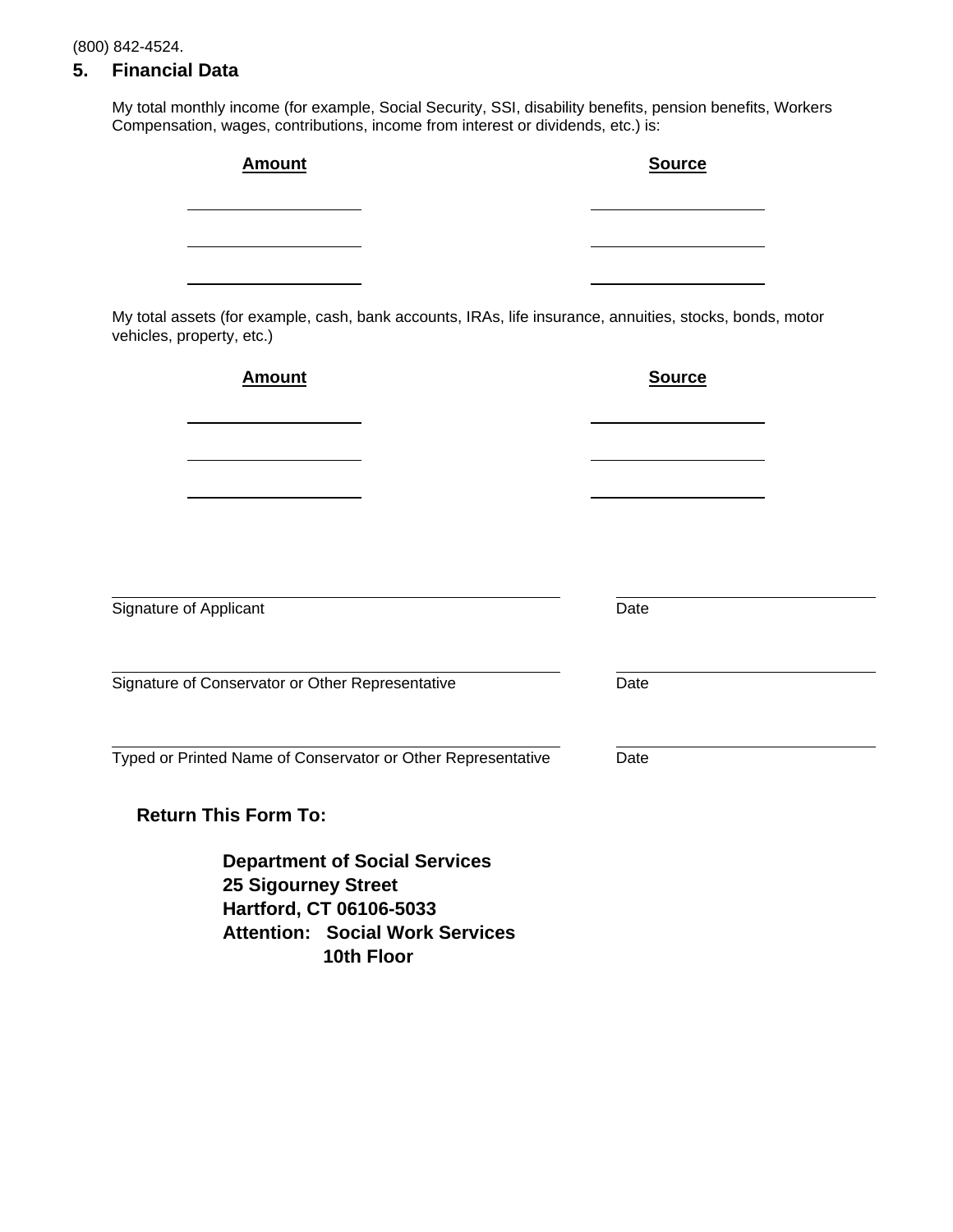(800) 842-4524.

## 5. Financial Data

My total monthly income (for example, Social Security, SSI, disability benefits, pension benefits, Workers Compensation, wages, contributions, income from interest or dividends, etc.) is:

| Amount | Source |
|---|---|
| ____________________ | ____________________ |
| ____________________ | ____________________ |
| ____________________ | ____________________ |

My total assets (for example, cash, bank accounts, IRAs, life insurance, annuities, stocks, bonds, motor vehicles, property, etc.)

| Amount | Source |
|---|---|
| ____________________ | ____________________ |
| ____________________ | ____________________ |
| ____________________ | ____________________ |

______________________________________________ ____________________
Signature of Applicant Date

______________________________________________ ____________________
Signature of Conservator or Other Representative Date

______________________________________________ ____________________
Typed or Printed Name of Conservator or Other Representative Date

**Return This Form To:**

**Department of Social Services**
**25 Sigourney Street**
**Hartford, CT 06106-5033**
**Attention: Social Work Services**
**10th Floor**